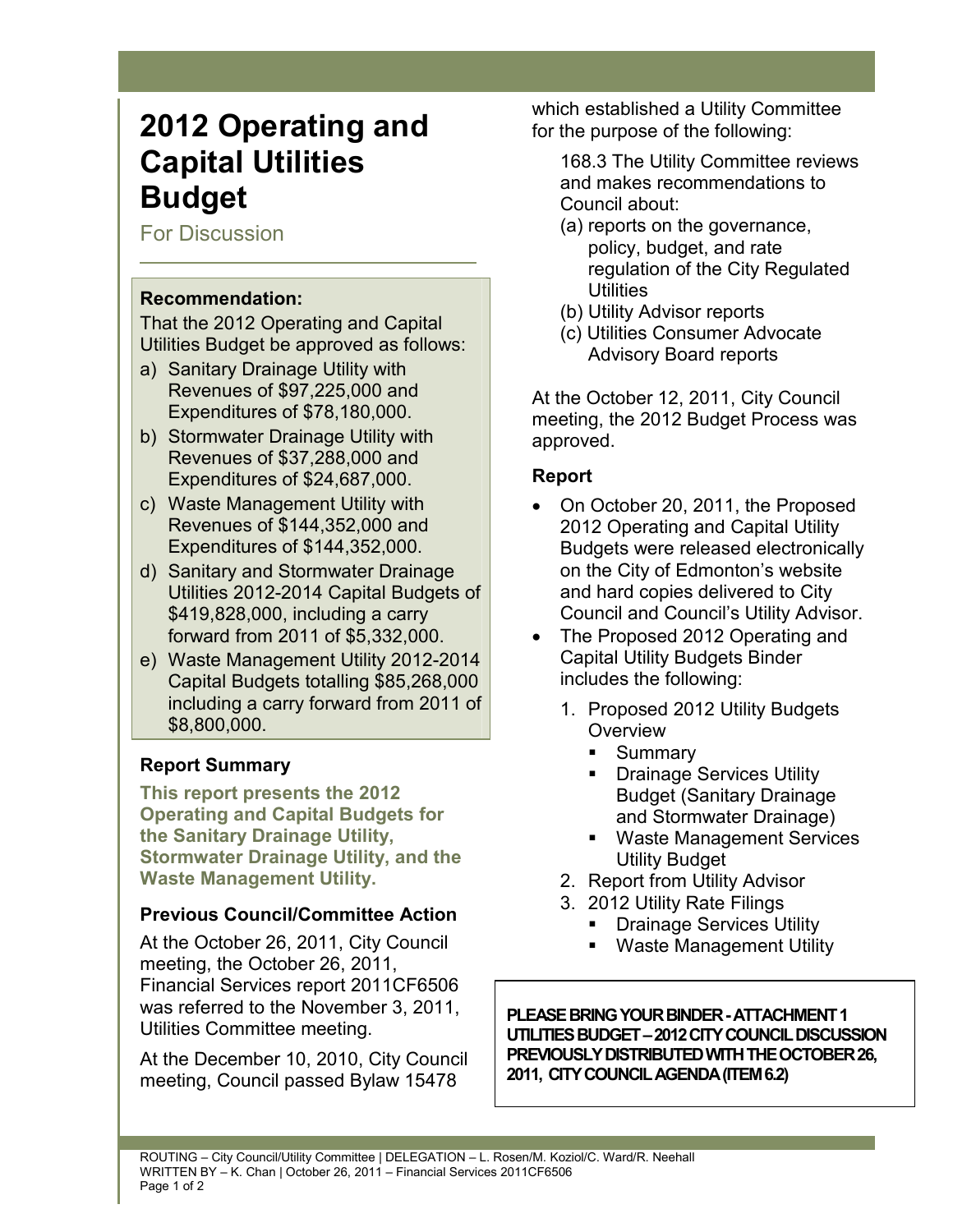# 2012 Operating and Capital Utilities Budget

For Discussion

**Recommendation:**

That the 2012 Operating and Capital Utilities Budget be approved as follows:

a) Sanitary Drainage Utility with Revenues of $97,225,000 and Expenditures of $78,180,000.
b) Stormwater Drainage Utility with Revenues of $37,288,000 and Expenditures of $24,687,000.
c) Waste Management Utility with Revenues of $144,352,000 and Expenditures of $144,352,000.
d) Sanitary and Stormwater Drainage Utilities 2012-2014 Capital Budgets of $419,828,000, including a carry forward from 2011 of $5,332,000.
e) Waste Management Utility 2012-2014 Capital Budgets totalling $85,268,000 including a carry forward from 2011 of $8,800,000.

### Report Summary

**This report presents the 2012 Operating and Capital Budgets for the Sanitary Drainage Utility, Stormwater Drainage Utility, and the Waste Management Utility.**

### Previous Council/Committee Action

At the October 26, 2011, City Council meeting, the October 26, 2011, Financial Services report 2011CF6506 was referred to the November 3, 2011, Utilities Committee meeting.

At the December 10, 2010, City Council meeting, Council passed Bylaw 15478 which established a Utility Committee for the purpose of the following:

> 168.3 The Utility Committee reviews and makes recommendations to Council about:
> (a) reports on the governance, policy, budget, and rate regulation of the City Regulated Utilities
> (b) Utility Advisor reports
> (c) Utilities Consumer Advocate Advisory Board reports

At the October 12, 2011, City Council meeting, the 2012 Budget Process was approved.

### Report

- On October 20, 2011, the Proposed 2012 Operating and Capital Utility Budgets were released electronically on the City of Edmonton's website and hard copies delivered to City Council and Council's Utility Advisor.
- The Proposed 2012 Operating and Capital Utility Budgets Binder includes the following:
  1. Proposed 2012 Utility Budgets Overview
     - Summary
     - Drainage Services Utility Budget (Sanitary Drainage and Stormwater Drainage)
     - Waste Management Services Utility Budget
  2. Report from Utility Advisor
  3. 2012 Utility Rate Filings
     - Drainage Services Utility
     - Waste Management Utility

**PLEASE BRING YOUR BINDER - ATTACHMENT 1 UTILITIES BUDGET – 2012 CITY COUNCIL DISCUSSION PREVIOUSLY DISTRIBUTED WITH THE OCTOBER 26, 2011, CITY COUNCIL AGENDA (ITEM 6.2)**

ROUTING – City Council/Utility Committee | DELEGATION – L. Rosen/M. Koziol/C. Ward/R. Neehall
WRITTEN BY – K. Chan | October 26, 2011 – Financial Services 2011CF6506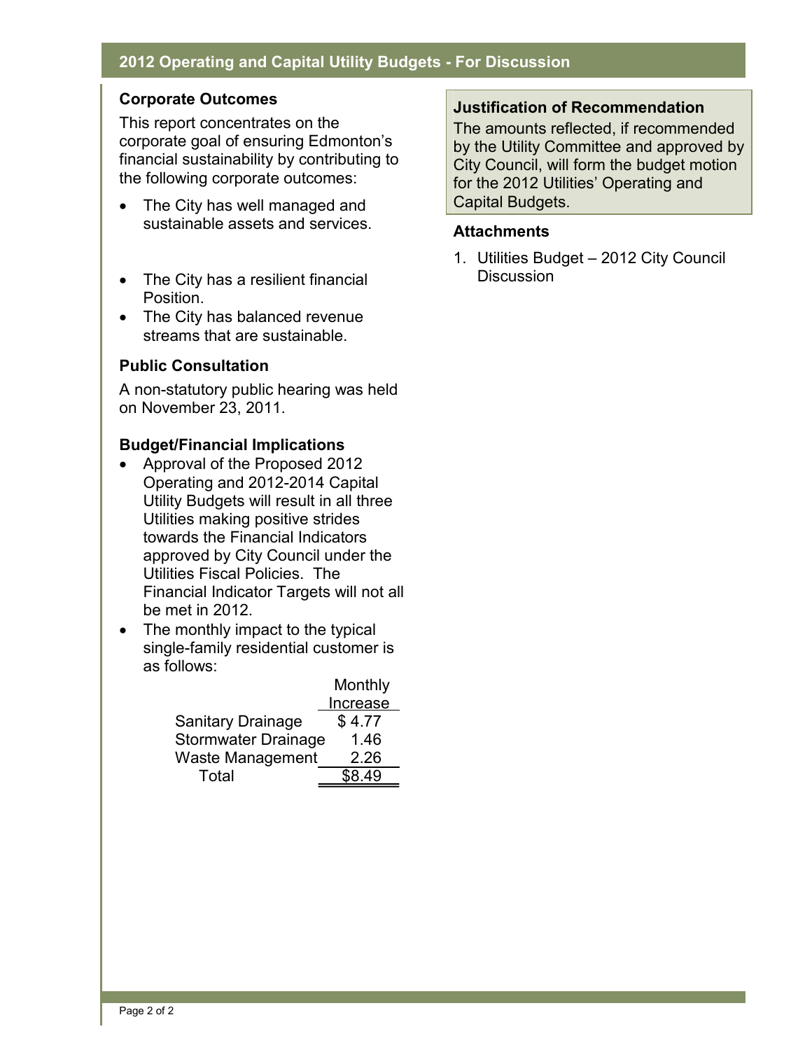## Corporate Outcomes

This report concentrates on the corporate goal of ensuring Edmonton's financial sustainability by contributing to the following corporate outcomes:

- The City has well managed and sustainable assets and services.
- The City has a resilient financial Position.
- The City has balanced revenue streams that are sustainable.

## Public Consultation

A non-statutory public hearing was held on November 23, 2011.

## Budget/Financial Implications

- Approval of the Proposed 2012 Operating and 2012-2014 Capital Utility Budgets will result in all three Utilities making positive strides towards the Financial Indicators approved by City Council under the Utilities Fiscal Policies. The Financial Indicator Targets will not all be met in 2012.
- The monthly impact to the typical single-family residential customer is as follows:

| | Monthly Increase |
|---|---|
| Sanitary Drainage | $ 4.77 |
| Stormwater Drainage | 1.46 |
| Waste Management | 2.26 |
| Total | $8.49 |

## Justification of Recommendation

The amounts reflected, if recommended by the Utility Committee and approved by City Council, will form the budget motion for the 2012 Utilities' Operating and Capital Budgets.

## Attachments

1. Utilities Budget – 2012 City Council Discussion